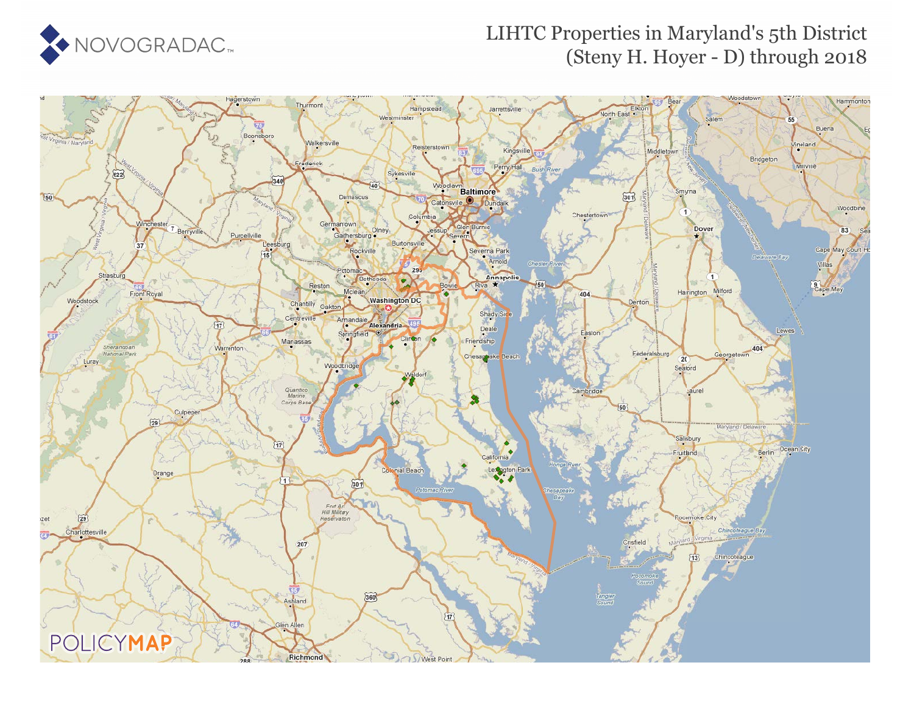NOVOGRADAC

# LIHTC Properties in Maryland's 5th District (Steny H. Hoyer - D) through 2018

POLICYMAP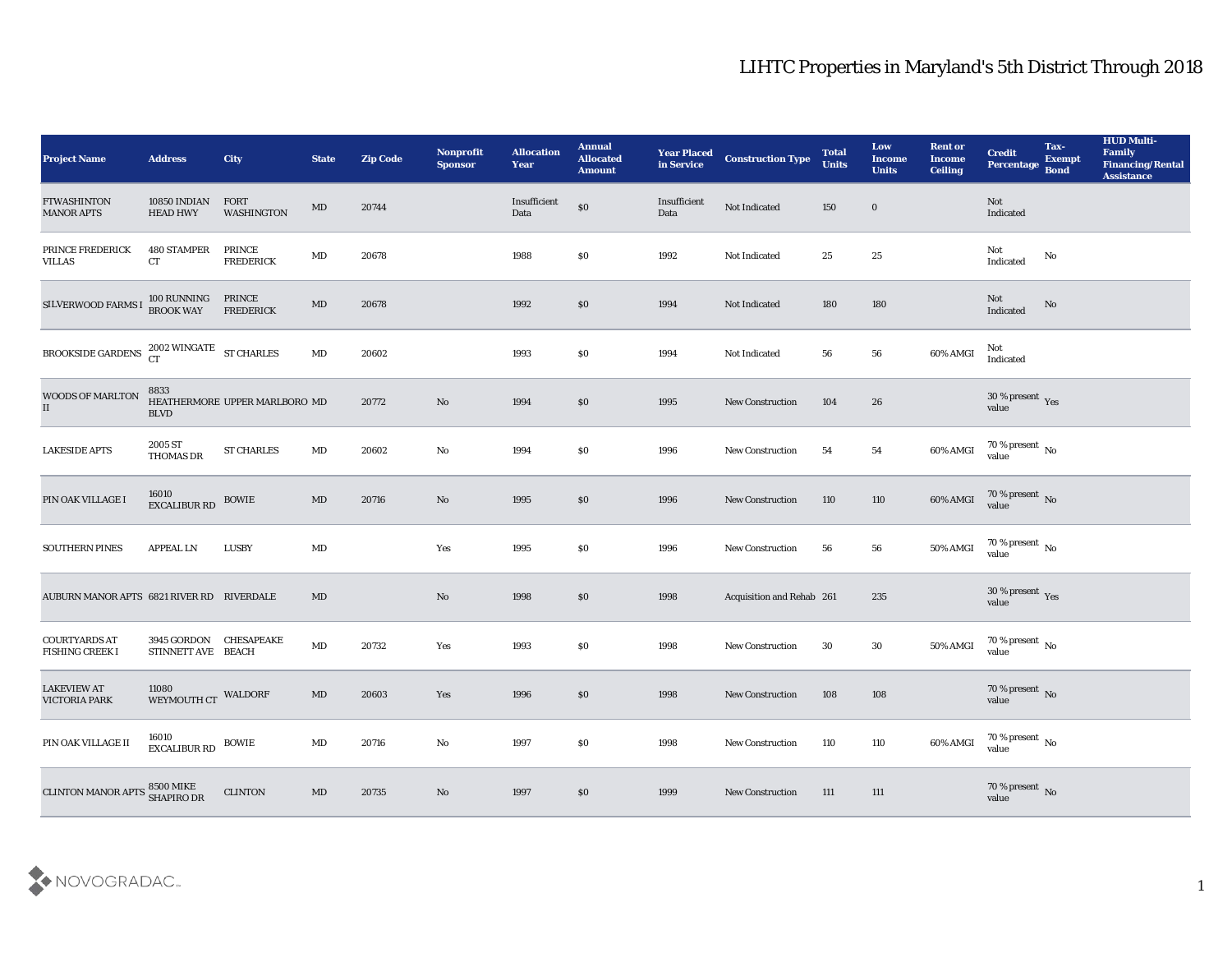# LIHTC Properties in Maryland's 5th District Through 2018

| Project Name | Address | City | State | Zip Code | Nonprofit Sponsor | Allocation Year | Annual Allocated Amount | Year Placed in Service | Construction Type | Total Units | Low Income Units | Rent or Income Ceiling | Credit Percentage | Tax-Exempt Bond | HUD Multi-Family Financing/Rental Assistance |
|---|---|---|---|---|---|---|---|---|---|---|---|---|---|---|---|
| FTWASHINTON MANOR APTS | 10850 INDIAN HEAD HWY | FORT WASHINGTON | MD | 20744 | | Insufficient Data | $0 | Insufficient Data | Not Indicated | 150 | 0 | | Not Indicated | | |
| PRINCE FREDERICK VILLAS | 480 STAMPER CT | PRINCE FREDERICK | MD | 20678 | | 1988 | $0 | 1992 | Not Indicated | 25 | 25 | | Not Indicated | No | |
| SILVERWOOD FARMS I | 100 RUNNING BROOK WAY | PRINCE FREDERICK | MD | 20678 | | 1992 | $0 | 1994 | Not Indicated | 180 | 180 | | Not Indicated | No | |
| BROOKSIDE GARDENS | 2002 WINGATE CT | ST CHARLES | MD | 20602 | | 1993 | $0 | 1994 | Not Indicated | 56 | 56 | 60% AMGI | Not Indicated | | |
| WOODS OF MARLTON II | 8833 HEATHERMORE BLVD | UPPER MARLBORO | MD | 20772 | No | 1994 | $0 | 1995 | New Construction | 104 | 26 | | 30 % present value | Yes | |
| LAKESIDE APTS | 2005 ST THOMAS DR | ST CHARLES | MD | 20602 | No | 1994 | $0 | 1996 | New Construction | 54 | 54 | 60% AMGI | 70 % present value | No | |
| PIN OAK VILLAGE I | 16010 EXCALIBUR RD | BOWIE | MD | 20716 | No | 1995 | $0 | 1996 | New Construction | 110 | 110 | 60% AMGI | 70 % present value | No | |
| SOUTHERN PINES | APPEAL LN | LUSBY | MD | | Yes | 1995 | $0 | 1996 | New Construction | 56 | 56 | 50% AMGI | 70 % present value | No | |
| AUBURN MANOR APTS | 6821 RIVER RD | RIVERDALE | MD | | No | 1998 | $0 | 1998 | Acquisition and Rehab | 261 | 235 | | 30 % present value | Yes | |
| COURTYARDS AT FISHING CREEK I | 3945 GORDON STINNETT AVE | CHESAPEAKE BEACH | MD | 20732 | Yes | 1993 | $0 | 1998 | New Construction | 30 | 30 | 50% AMGI | 70 % present value | No | |
| LAKEVIEW AT VICTORIA PARK | 11080 WEYMOUTH CT | WALDORF | MD | 20603 | Yes | 1996 | $0 | 1998 | New Construction | 108 | 108 | | 70 % present value | No | |
| PIN OAK VILLAGE II | 16010 EXCALIBUR RD | BOWIE | MD | 20716 | No | 1997 | $0 | 1998 | New Construction | 110 | 110 | 60% AMGI | 70 % present value | No | |
| CLINTON MANOR APTS | 8500 MIKE SHAPIRO DR | CLINTON | MD | 20735 | No | 1997 | $0 | 1999 | New Construction | 111 | 111 | | 70 % present value | No | |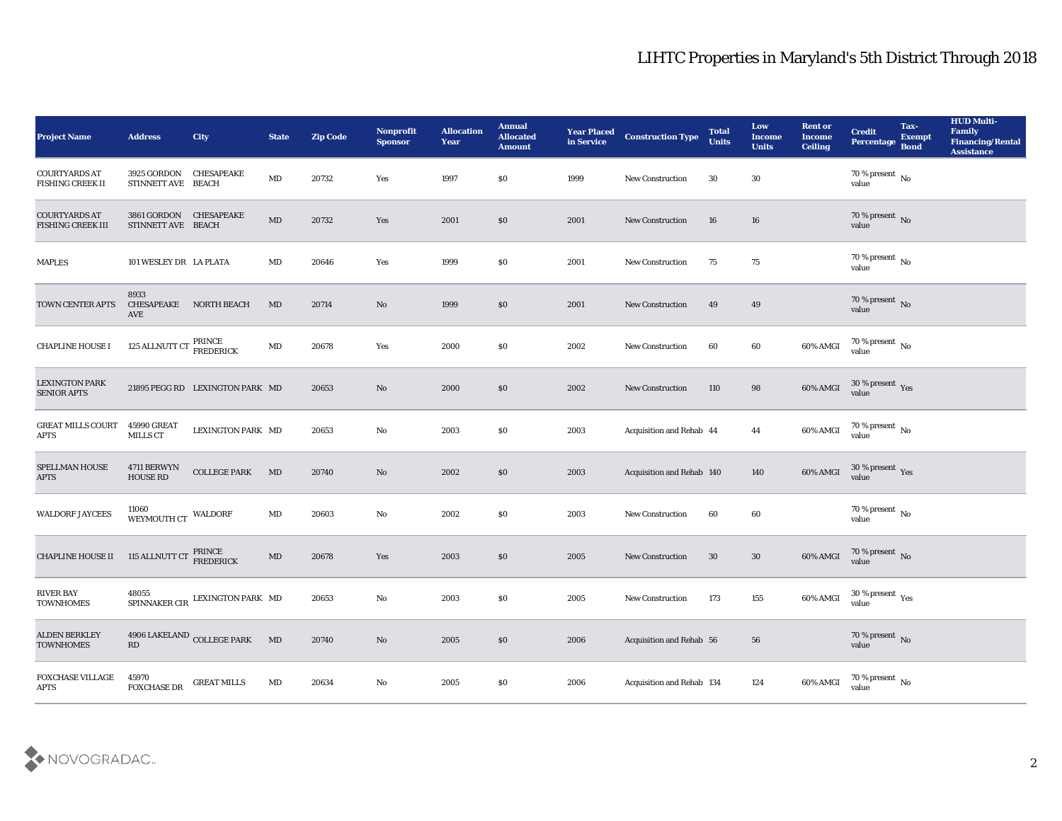# LIHTC Properties in Maryland's 5th District Through 2018

| Project Name | Address | City | State | Zip Code | Nonprofit Sponsor | Allocation Year | Annual Allocated Amount | Year Placed in Service | Construction Type | Total Units | Low Income Units | Rent or Income Ceiling | Credit Percentage | Tax-Exempt Bond | HUD Multi-Family Financing/Rental Assistance |
|---|---|---|---|---|---|---|---|---|---|---|---|---|---|---|---|
| COURTYARDS AT FISHING CREEK II | 3925 GORDON STINNETT AVE | CHESAPEAKE BEACH | MD | 20732 | Yes | 1997 | $0 | 1999 | New Construction | 30 | 30 | | 70 % present value | No | |
| COURTYARDS AT FISHING CREEK III | 3861 GORDON STINNETT AVE | CHESAPEAKE BEACH | MD | 20732 | Yes | 2001 | $0 | 2001 | New Construction | 16 | 16 | | 70 % present value | No | |
| MAPLES | 101 WESLEY DR | LA PLATA | MD | 20646 | Yes | 1999 | $0 | 2001 | New Construction | 75 | 75 | | 70 % present value | No | |
| TOWN CENTER APTS | 8933 CHESAPEAKE AVE | NORTH BEACH | MD | 20714 | No | 1999 | $0 | 2001 | New Construction | 49 | 49 | | 70 % present value | No | |
| CHAPLINE HOUSE I | 125 ALLNUTT CT | PRINCE FREDERICK | MD | 20678 | Yes | 2000 | $0 | 2002 | New Construction | 60 | 60 | 60% AMGI | 70 % present value | No | |
| LEXINGTON PARK SENIOR APTS | 21895 PEGG RD | LEXINGTON PARK | MD | 20653 | No | 2000 | $0 | 2002 | New Construction | 110 | 98 | 60% AMGI | 30 % present value | Yes | |
| GREAT MILLS COURT APTS | 45990 GREAT MILLS CT | LEXINGTON PARK | MD | 20653 | No | 2003 | $0 | 2003 | Acquisition and Rehab | 44 | 44 | 60% AMGI | 70 % present value | No | |
| SPELLMAN HOUSE APTS | 4711 BERWYN HOUSE RD | COLLEGE PARK | MD | 20740 | No | 2002 | $0 | 2003 | Acquisition and Rehab | 140 | 140 | 60% AMGI | 30 % present value | Yes | |
| WALDORF JAYCEES | 11060 WEYMOUTH CT | WALDORF | MD | 20603 | No | 2002 | $0 | 2003 | New Construction | 60 | 60 | | 70 % present value | No | |
| CHAPLINE HOUSE II | 115 ALLNUTT CT | PRINCE FREDERICK | MD | 20678 | Yes | 2003 | $0 | 2005 | New Construction | 30 | 30 | 60% AMGI | 70 % present value | No | |
| RIVER BAY TOWNHOMES | 48055 SPINNAKER CIR | LEXINGTON PARK | MD | 20653 | No | 2003 | $0 | 2005 | New Construction | 173 | 155 | 60% AMGI | 30 % present value | Yes | |
| ALDEN BERKLEY TOWNHOMES | 4906 LAKELAND RD | COLLEGE PARK | MD | 20740 | No | 2005 | $0 | 2006 | Acquisition and Rehab | 56 | 56 | | 70 % present value | No | |
| FOXCHASE VILLAGE APTS | 45970 FOXCHASE DR | GREAT MILLS | MD | 20634 | No | 2005 | $0 | 2006 | Acquisition and Rehab | 134 | 124 | 60% AMGI | 70 % present value | No | |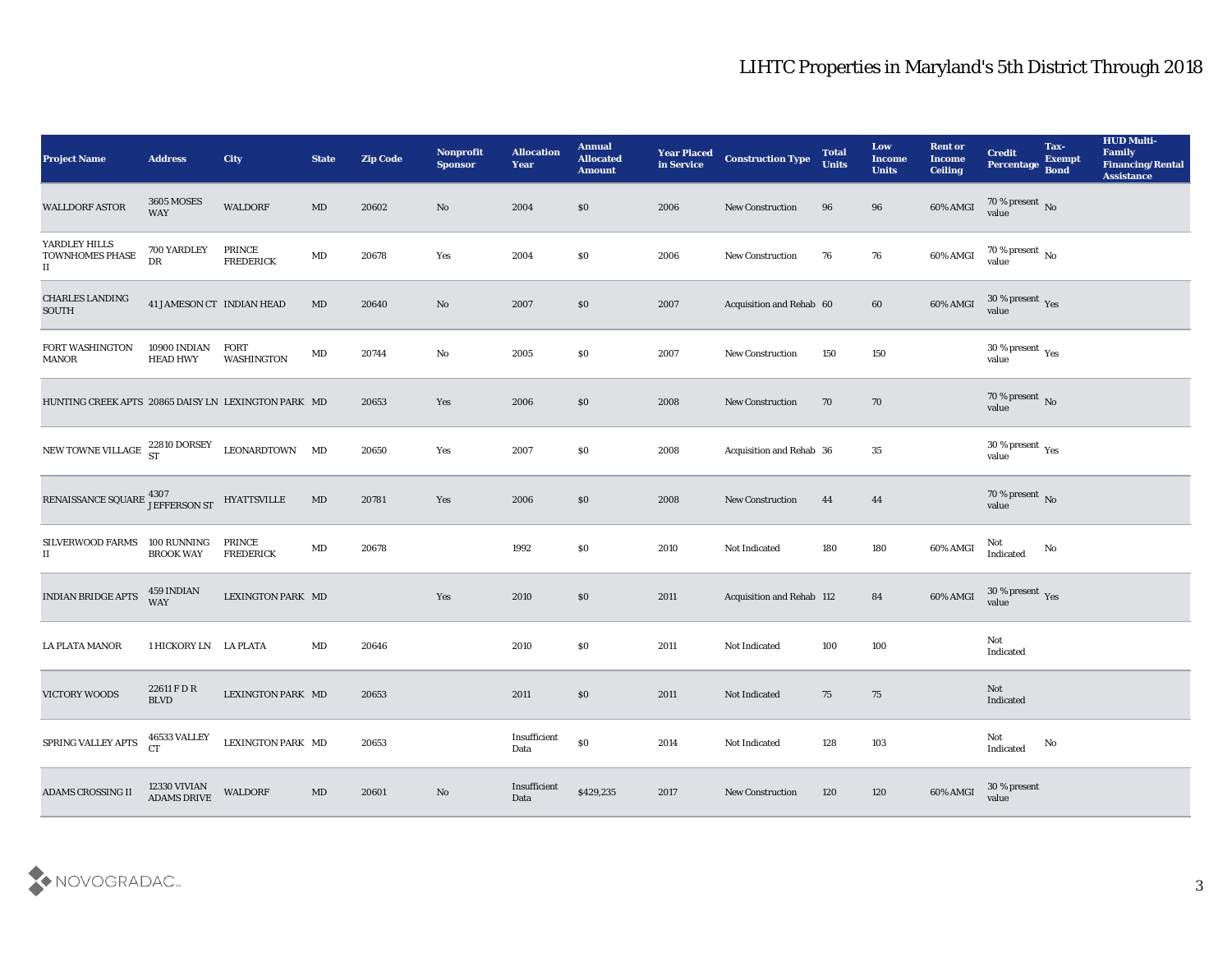# LIHTC Properties in Maryland's 5th District Through 2018

| Project Name | Address | City | State | Zip Code | Nonprofit Sponsor | Allocation Year | Annual Allocated Amount | Year Placed in Service | Construction Type | Total Units | Low Income Units | Rent or Income Ceiling | Credit Percentage | Tax-Exempt Bond | HUD Multi-Family Financing/Rental Assistance |
|---|---|---|---|---|---|---|---|---|---|---|---|---|---|---|---|
| WALLDORF ASTOR | 3605 MOSES WAY | WALDORF | MD | 20602 | No | 2004 | $0 | 2006 | New Construction | 96 | 96 | 60% AMGI | 70 % present value | No | |
| YARDLEY HILLS TOWNHOMES PHASE II | 700 YARDLEY DR | PRINCE FREDERICK | MD | 20678 | Yes | 2004 | $0 | 2006 | New Construction | 76 | 76 | 60% AMGI | 70 % present value | No | |
| CHARLES LANDING SOUTH | 41 JAMESON CT | INDIAN HEAD | MD | 20640 | No | 2007 | $0 | 2007 | Acquisition and Rehab | 60 | 60 | 60% AMGI | 30 % present value | Yes | |
| FORT WASHINGTON MANOR | 10900 INDIAN HEAD HWY | FORT WASHINGTON | MD | 20744 | No | 2005 | $0 | 2007 | New Construction | 150 | 150 | | 30 % present value | Yes | |
| HUNTING CREEK APTS | 20865 DAISY LN | LEXINGTON PARK | MD | 20653 | Yes | 2006 | $0 | 2008 | New Construction | 70 | 70 | | 70 % present value | No | |
| NEW TOWNE VILLAGE | 22810 DORSEY ST | LEONARDTOWN | MD | 20650 | Yes | 2007 | $0 | 2008 | Acquisition and Rehab | 36 | 35 | | 30 % present value | Yes | |
| RENAISSANCE SQUARE | 4307 JEFFERSON ST | HYATTSVILLE | MD | 20781 | Yes | 2006 | $0 | 2008 | New Construction | 44 | 44 | | 70 % present value | No | |
| SILVERWOOD FARMS II | 100 RUNNING BROOK WAY | PRINCE FREDERICK | MD | 20678 | | 1992 | $0 | 2010 | Not Indicated | 180 | 180 | 60% AMGI | Not Indicated | No | |
| INDIAN BRIDGE APTS | 459 INDIAN WAY | LEXINGTON PARK | MD | | Yes | 2010 | $0 | 2011 | Acquisition and Rehab | 112 | 84 | 60% AMGI | 30 % present value | Yes | |
| LA PLATA MANOR | 1 HICKORY LN | LA PLATA | MD | 20646 | | 2010 | $0 | 2011 | Not Indicated | 100 | 100 | | Not Indicated | | |
| VICTORY WOODS | 22611 F D R BLVD | LEXINGTON PARK | MD | 20653 | | 2011 | $0 | 2011 | Not Indicated | 75 | 75 | | Not Indicated | | |
| SPRING VALLEY APTS | 46533 VALLEY CT | LEXINGTON PARK | MD | 20653 | | Insufficient Data | $0 | 2014 | Not Indicated | 128 | 103 | | Not Indicated | No | |
| ADAMS CROSSING II | 12330 VIVIAN ADAMS DRIVE | WALDORF | MD | 20601 | No | Insufficient Data | $429,235 | 2017 | New Construction | 120 | 120 | 60% AMGI | 30 % present value | | |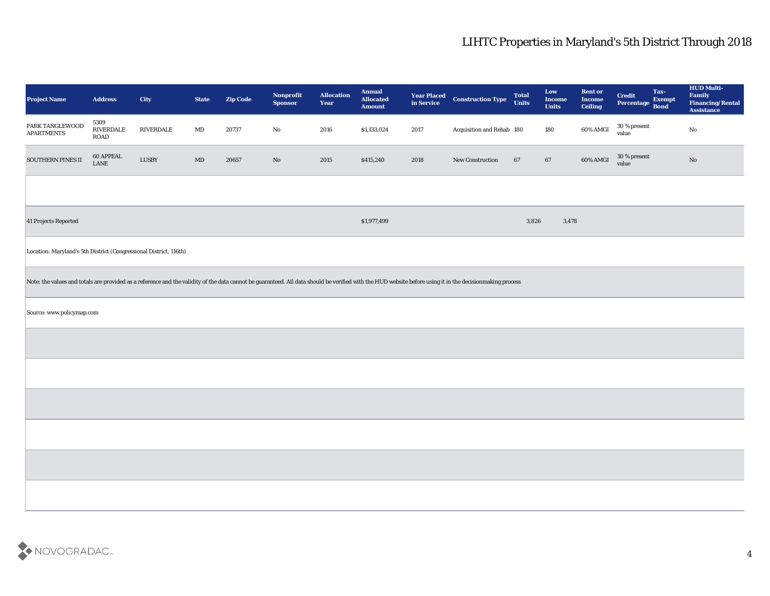| Project Name | Address | City | State | Zip Code | Nonprofit Sponsor | Allocation Year | Annual Allocated Amount | Year Placed in Service | Construction Type | Total Units | Low Income Units | Rent or Income Ceiling | Credit Percentage | Tax-Exempt Bond | HUD Multi-Family Financing/Rental Assistance |
|---|---|---|---|---|---|---|---|---|---|---|---|---|---|---|---|
| PARK TANGLEWOOD APARTMENTS | 5309 RIVERDALE ROAD | RIVERDALE | MD | 20737 | No | 2016 | $1,133,024 | 2017 | Acquisition and Rehab | 180 | 180 | 60% AMGI | 30 % present value | | No |
| SOUTHERN PINES II | 60 APPEAL LANE | LUSBY | MD | 20657 | No | 2015 | $415,240 | 2018 | New Construction | 67 | 67 | 60% AMGI | 30 % present value | | No |

41 Projects Reported — Annual Allocated Amount: $1,977,499 — Total Units: 3,826 — Low Income Units: 3,478

Location: Maryland's 5th District (Congressional District, 116th)

Note: the values and totals are provided as a reference and the validity of the data cannot be guaranteed. All data should be verified with the HUD website before using it in the decisionmaking process

Source: www.policymap.com